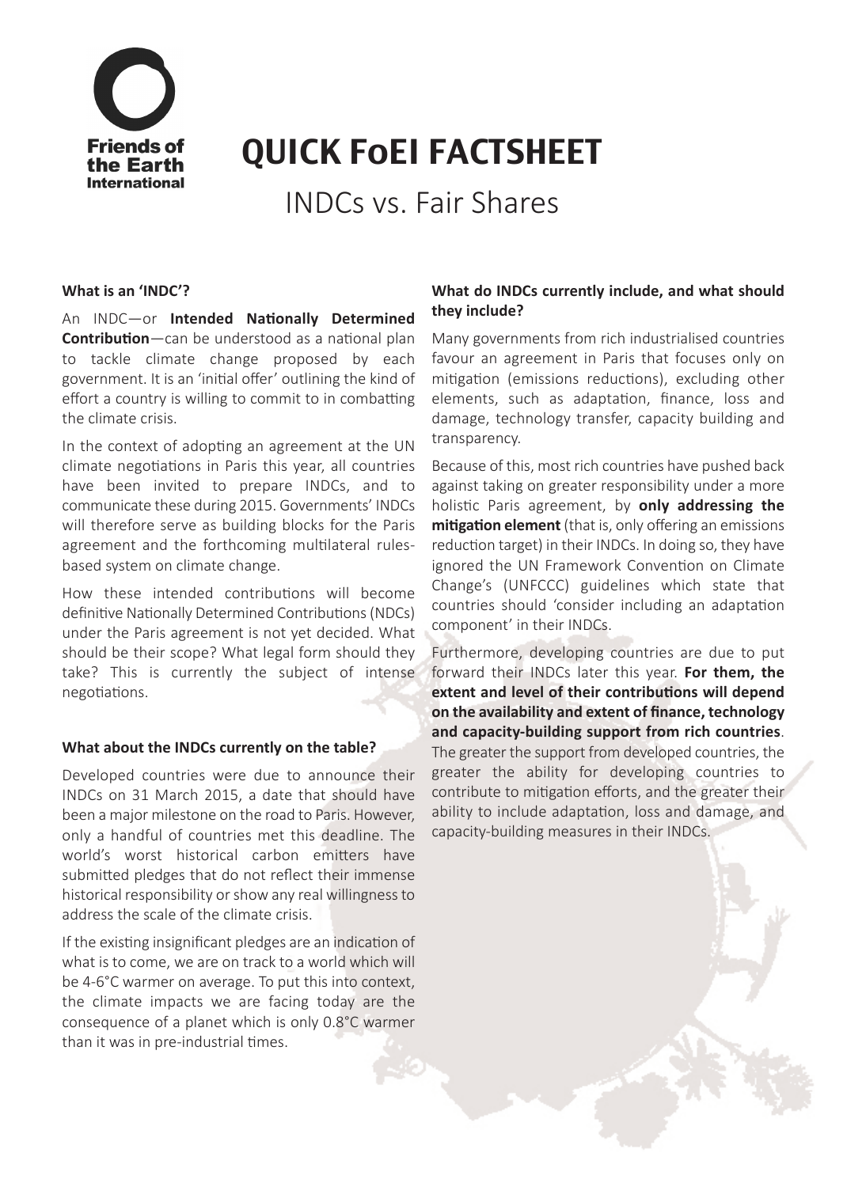Friends of the Earth International

# QUICK FoEI FACTSHEET

## INDCs vs. Fair Shares

### What is an 'INDC'?

An INDC—or **Intended Nationally Determined Contribution**—can be understood as a national plan to tackle climate change proposed by each government. It is an 'initial offer' outlining the kind of effort a country is willing to commit to in combatting the climate crisis.

In the context of adopting an agreement at the UN climate negotiations in Paris this year, all countries have been invited to prepare INDCs, and to communicate these during 2015. Governments' INDCs will therefore serve as building blocks for the Paris agreement and the forthcoming multilateral rules-based system on climate change.

How these intended contributions will become definitive Nationally Determined Contributions (NDCs) under the Paris agreement is not yet decided. What should be their scope? What legal form should they take? This is currently the subject of intense negotiations.

### What about the INDCs currently on the table?

Developed countries were due to announce their INDCs on 31 March 2015, a date that should have been a major milestone on the road to Paris. However, only a handful of countries met this deadline. The world's worst historical carbon emitters have submitted pledges that do not reflect their immense historical responsibility or show any real willingness to address the scale of the climate crisis.

If the existing insignificant pledges are an indication of what is to come, we are on track to a world which will be 4-6°C warmer on average. To put this into context, the climate impacts we are facing today are the consequence of a planet which is only 0.8°C warmer than it was in pre-industrial times.

### What do INDCs currently include, and what should they include?

Many governments from rich industrialised countries favour an agreement in Paris that focuses only on mitigation (emissions reductions), excluding other elements, such as adaptation, finance, loss and damage, technology transfer, capacity building and transparency.

Because of this, most rich countries have pushed back against taking on greater responsibility under a more holistic Paris agreement, by **only addressing the mitigation element** (that is, only offering an emissions reduction target) in their INDCs. In doing so, they have ignored the UN Framework Convention on Climate Change's (UNFCCC) guidelines which state that countries should 'consider including an adaptation component' in their INDCs.

Furthermore, developing countries are due to put forward their INDCs later this year. **For them, the extent and level of their contributions will depend on the availability and extent of finance, technology and capacity-building support from rich countries**. The greater the support from developed countries, the greater the ability for developing countries to contribute to mitigation efforts, and the greater their ability to include adaptation, loss and damage, and capacity-building measures in their INDCs.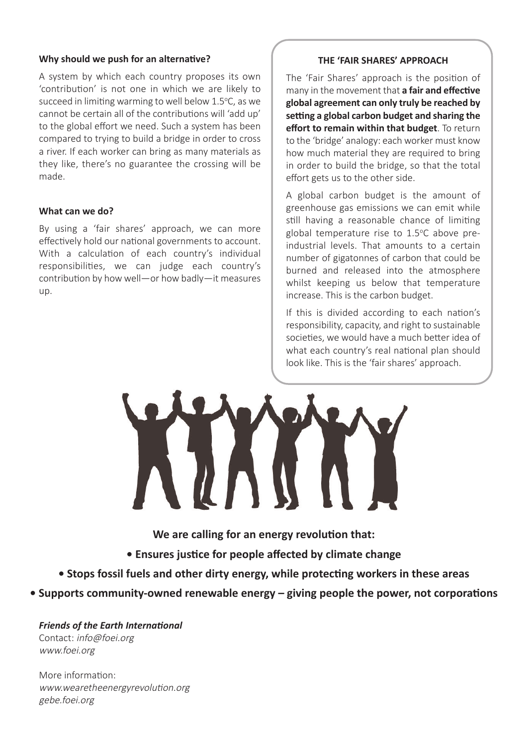### Why should we push for an alternative?

A system by which each country proposes its own 'contribution' is not one in which we are likely to succeed in limiting warming to well below 1.5°C, as we cannot be certain all of the contributions will 'add up' to the global effort we need. Such a system has been compared to trying to build a bridge in order to cross a river. If each worker can bring as many materials as they like, there's no guarantee the crossing will be made.

### What can we do?

By using a 'fair shares' approach, we can more effectively hold our national governments to account. With a calculation of each country's individual responsibilities, we can judge each country's contribution by how well—or how badly—it measures up.

### THE 'FAIR SHARES' APPROACH

The 'Fair Shares' approach is the position of many in the movement that **a fair and effective global agreement can only truly be reached by setting a global carbon budget and sharing the effort to remain within that budget**. To return to the 'bridge' analogy: each worker must know how much material they are required to bring in order to build the bridge, so that the total effort gets us to the other side.

A global carbon budget is the amount of greenhouse gas emissions we can emit while still having a reasonable chance of limiting global temperature rise to 1.5°C above pre-industrial levels. That amounts to a certain number of gigatonnes of carbon that could be burned and released into the atmosphere whilst keeping us below that temperature increase. This is the carbon budget.

If this is divided according to each nation's responsibility, capacity, and right to sustainable societies, we would have a much better idea of what each country's real national plan should look like. This is the 'fair shares' approach.

**We are calling for an energy revolution that:**

- **Ensures justice for people affected by climate change**
- **Stops fossil fuels and other dirty energy, while protecting workers in these areas**
- **Supports community-owned renewable energy – giving people the power, not corporations**

***Friends of the Earth International***
Contact: *info@foei.org*
*www.foei.org*

More information:
*www.wearetheenergyrevolution.org*
*gebe.foei.org*